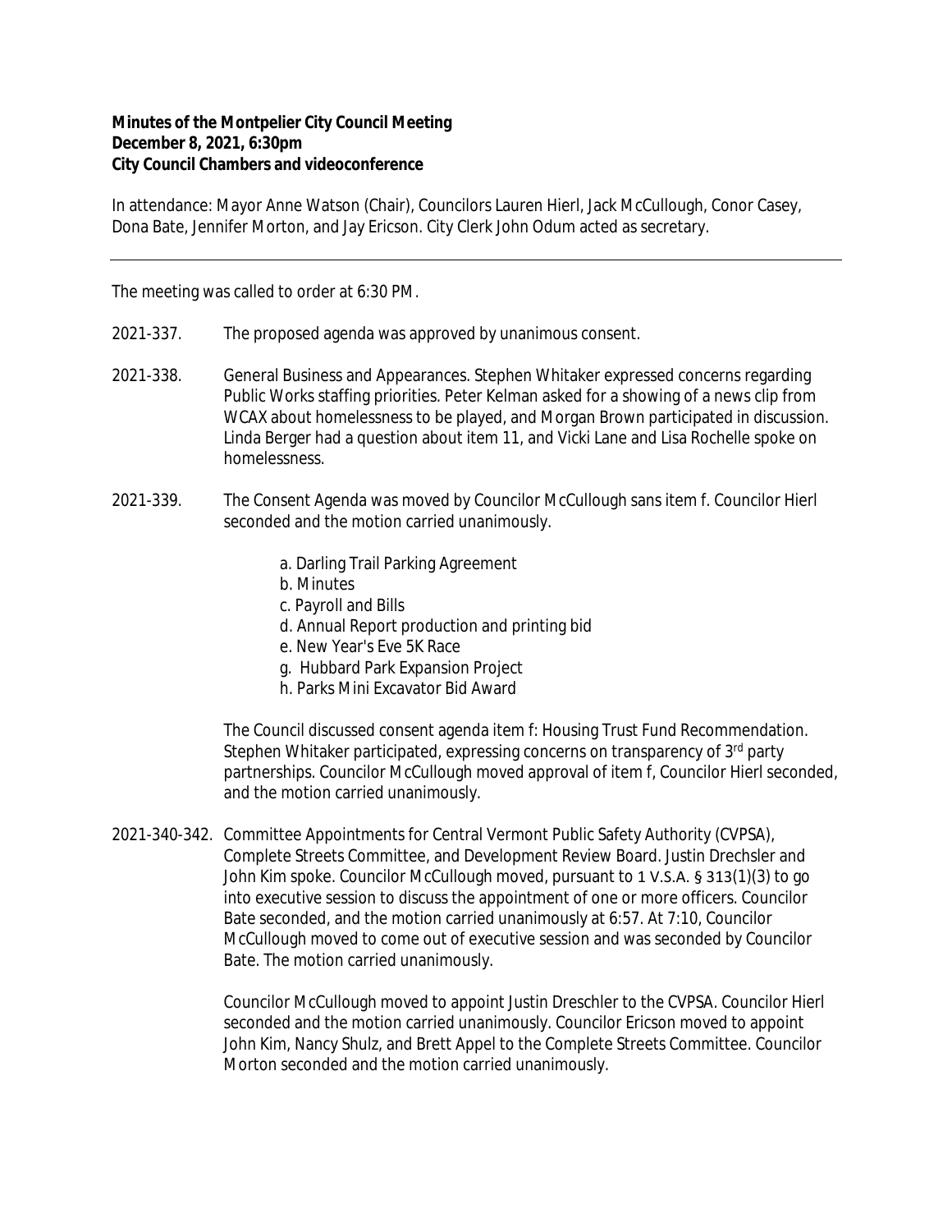**Minutes of the Montpelier City Council Meeting**
**December 8, 2021, 6:30pm**
**City Council Chambers and videoconference**

In attendance: Mayor Anne Watson (Chair), Councilors Lauren Hierl, Jack McCullough, Conor Casey, Dona Bate, Jennifer Morton, and Jay Ericson. City Clerk John Odum acted as secretary.

---

The meeting was called to order at 6:30 PM.

2021-337. The proposed agenda was approved by unanimous consent.

2021-338. General Business and Appearances. Stephen Whitaker expressed concerns regarding Public Works staffing priorities. Peter Kelman asked for a showing of a news clip from WCAX about homelessness to be played, and Morgan Brown participated in discussion. Linda Berger had a question about item 11, and Vicki Lane and Lisa Rochelle spoke on homelessness.

2021-339. The Consent Agenda was moved by Councilor McCullough sans item f. Councilor Hierl seconded and the motion carried unanimously.

- a. Darling Trail Parking Agreement
- b. Minutes
- c. Payroll and Bills
- d. Annual Report production and printing bid
- e. New Year's Eve 5K Race
- g. Hubbard Park Expansion Project
- h. Parks Mini Excavator Bid Award

The Council discussed consent agenda item f: Housing Trust Fund Recommendation. Stephen Whitaker participated, expressing concerns on transparency of 3rd party partnerships. Councilor McCullough moved approval of item f, Councilor Hierl seconded, and the motion carried unanimously.

2021-340-342. Committee Appointments for Central Vermont Public Safety Authority (CVPSA), Complete Streets Committee, and Development Review Board. Justin Drechsler and John Kim spoke. Councilor McCullough moved, pursuant to 1 V.S.A. § 313(1)(3) to go into executive session to discuss the appointment of one or more officers. Councilor Bate seconded, and the motion carried unanimously at 6:57. At 7:10, Councilor McCullough moved to come out of executive session and was seconded by Councilor Bate. The motion carried unanimously.

Councilor McCullough moved to appoint Justin Dreschler to the CVPSA. Councilor Hierl seconded and the motion carried unanimously. Councilor Ericson moved to appoint John Kim, Nancy Shulz, and Brett Appel to the Complete Streets Committee. Councilor Morton seconded and the motion carried unanimously.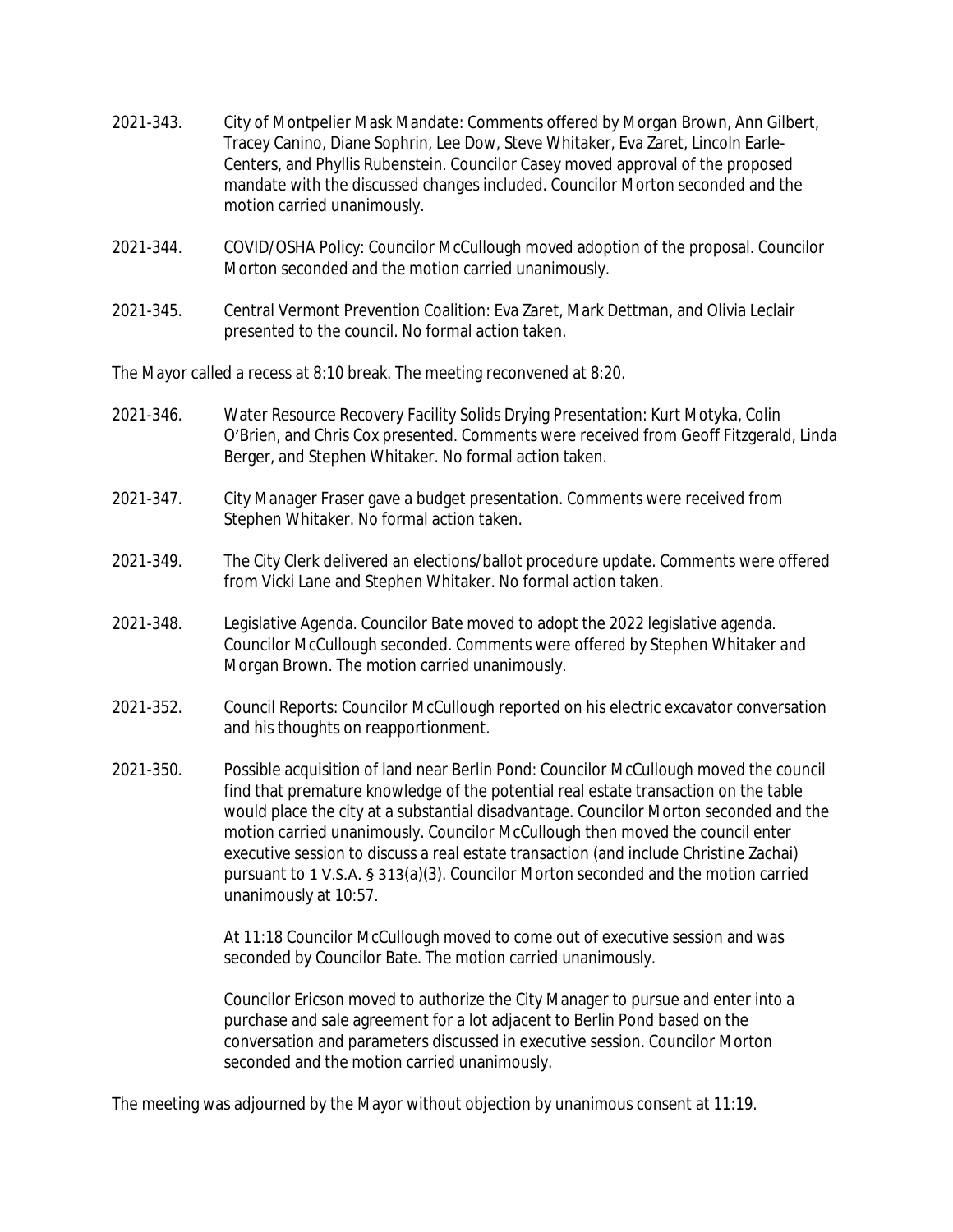2021-343. City of Montpelier Mask Mandate: Comments offered by Morgan Brown, Ann Gilbert, Tracey Canino, Diane Sophrin, Lee Dow, Steve Whitaker, Eva Zaret, Lincoln Earle-Centers, and Phyllis Rubenstein. Councilor Casey moved approval of the proposed mandate with the discussed changes included. Councilor Morton seconded and the motion carried unanimously.

2021-344. COVID/OSHA Policy: Councilor McCullough moved adoption of the proposal. Councilor Morton seconded and the motion carried unanimously.

2021-345. Central Vermont Prevention Coalition: Eva Zaret, Mark Dettman, and Olivia Leclair presented to the council. No formal action taken.

The Mayor called a recess at 8:10 break. The meeting reconvened at 8:20.

2021-346. Water Resource Recovery Facility Solids Drying Presentation: Kurt Motyka, Colin O'Brien, and Chris Cox presented. Comments were received from Geoff Fitzgerald, Linda Berger, and Stephen Whitaker. No formal action taken.

2021-347. City Manager Fraser gave a budget presentation. Comments were received from Stephen Whitaker. No formal action taken.

2021-349. The City Clerk delivered an elections/ballot procedure update. Comments were offered from Vicki Lane and Stephen Whitaker. No formal action taken.

2021-348. Legislative Agenda. Councilor Bate moved to adopt the 2022 legislative agenda. Councilor McCullough seconded. Comments were offered by Stephen Whitaker and Morgan Brown. The motion carried unanimously.

2021-352. Council Reports: Councilor McCullough reported on his electric excavator conversation and his thoughts on reapportionment.

2021-350. Possible acquisition of land near Berlin Pond: Councilor McCullough moved the council find that premature knowledge of the potential real estate transaction on the table would place the city at a substantial disadvantage. Councilor Morton seconded and the motion carried unanimously. Councilor McCullough then moved the council enter executive session to discuss a real estate transaction (and include Christine Zachai) pursuant to 1 V.S.A. § 313(a)(3). Councilor Morton seconded and the motion carried unanimously at 10:57.

At 11:18 Councilor McCullough moved to come out of executive session and was seconded by Councilor Bate. The motion carried unanimously.

Councilor Ericson moved to authorize the City Manager to pursue and enter into a purchase and sale agreement for a lot adjacent to Berlin Pond based on the conversation and parameters discussed in executive session. Councilor Morton seconded and the motion carried unanimously.

The meeting was adjourned by the Mayor without objection by unanimous consent at 11:19.